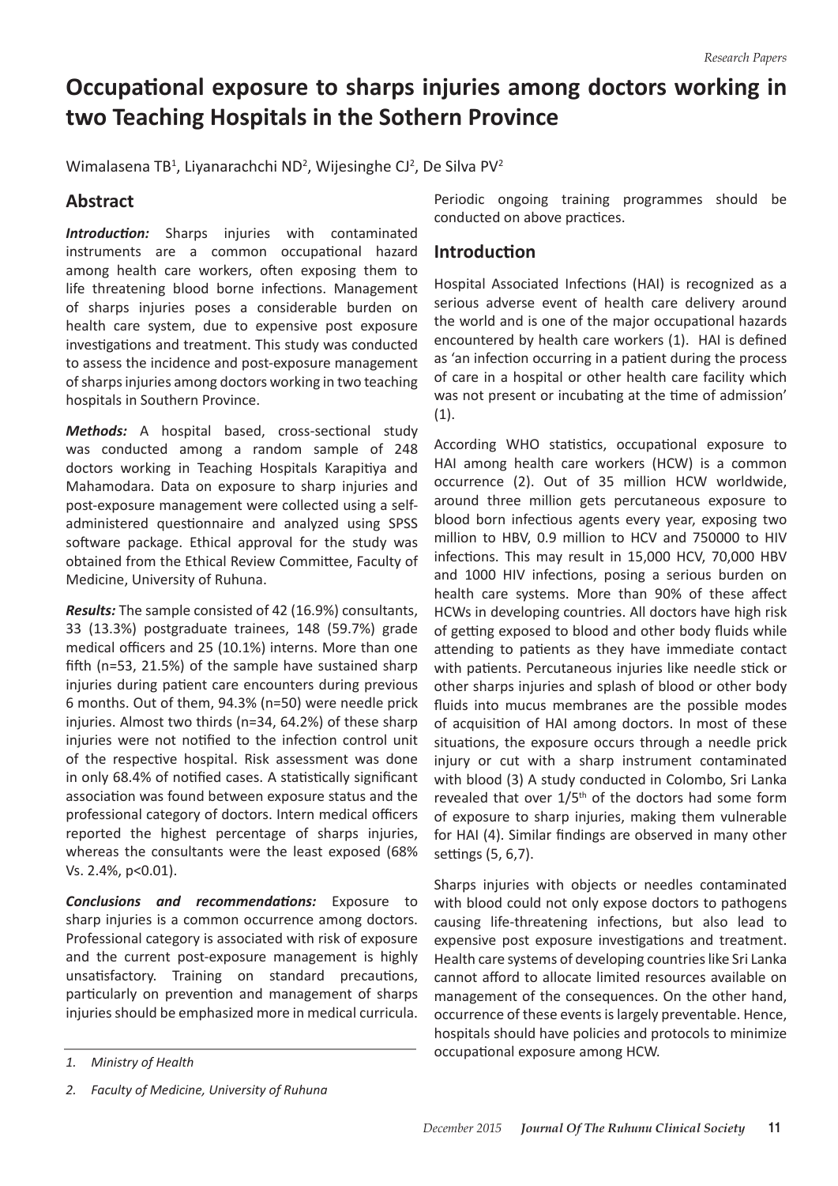# Occupational exposure to sharps injuries among doctors working in two Teaching Hospitals in the Sothern Province

Wimalasena TB[1], Liyanarachchi ND[2], Wijesinghe CJ[2], De Silva PV[2]

## Abstract

***Introduction:*** Sharps injuries with contaminated instruments are a common occupational hazard among health care workers, often exposing them to life threatening blood borne infections. Management of sharps injuries poses a considerable burden on health care system, due to expensive post exposure investigations and treatment. This study was conducted to assess the incidence and post-exposure management of sharps injuries among doctors working in two teaching hospitals in Southern Province.

***Methods:*** A hospital based, cross-sectional study was conducted among a random sample of 248 doctors working in Teaching Hospitals Karapitiya and Mahamodara. Data on exposure to sharp injuries and post-exposure management were collected using a self-administered questionnaire and analyzed using SPSS software package. Ethical approval for the study was obtained from the Ethical Review Committee, Faculty of Medicine, University of Ruhuna.

***Results:*** The sample consisted of 42 (16.9%) consultants, 33 (13.3%) postgraduate trainees, 148 (59.7%) grade medical officers and 25 (10.1%) interns. More than one fifth (n=53, 21.5%) of the sample have sustained sharp injuries during patient care encounters during previous 6 months. Out of them, 94.3% (n=50) were needle prick injuries. Almost two thirds (n=34, 64.2%) of these sharp injuries were not notified to the infection control unit of the respective hospital. Risk assessment was done in only 68.4% of notified cases. A statistically significant association was found between exposure status and the professional category of doctors. Intern medical officers reported the highest percentage of sharps injuries, whereas the consultants were the least exposed (68% Vs. 2.4%, $p<0.01$).

***Conclusions and recommendations:*** Exposure to sharp injuries is a common occurrence among doctors. Professional category is associated with risk of exposure and the current post-exposure management is highly unsatisfactory. Training on standard precautions, particularly on prevention and management of sharps injuries should be emphasized more in medical curricula. Periodic ongoing training programmes should be conducted on above practices.

## Introduction

Hospital Associated Infections (HAI) is recognized as a serious adverse event of health care delivery around the world and is one of the major occupational hazards encountered by health care workers (1). HAI is defined as 'an infection occurring in a patient during the process of care in a hospital or other health care facility which was not present or incubating at the time of admission' (1).

According WHO statistics, occupational exposure to HAI among health care workers (HCW) is a common occurrence (2). Out of 35 million HCW worldwide, around three million gets percutaneous exposure to blood born infectious agents every year, exposing two million to HBV, 0.9 million to HCV and 750000 to HIV infections. This may result in 15,000 HCV, 70,000 HBV and 1000 HIV infections, posing a serious burden on health care systems. More than 90% of these affect HCWs in developing countries. All doctors have high risk of getting exposed to blood and other body fluids while attending to patients as they have immediate contact with patients. Percutaneous injuries like needle stick or other sharps injuries and splash of blood or other body fluids into mucus membranes are the possible modes of acquisition of HAI among doctors. In most of these situations, the exposure occurs through a needle prick injury or cut with a sharp instrument contaminated with blood (3) A study conducted in Colombo, Sri Lanka revealed that over 1/5th of the doctors had some form of exposure to sharp injuries, making them vulnerable for HAI (4). Similar findings are observed in many other settings (5, 6,7).

Sharps injuries with objects or needles contaminated with blood could not only expose doctors to pathogens causing life-threatening infections, but also lead to expensive post exposure investigations and treatment. Health care systems of developing countries like Sri Lanka cannot afford to allocate limited resources available on management of the consequences. On the other hand, occurrence of these events is largely preventable. Hence, hospitals should have policies and protocols to minimize occupational exposure among HCW.

---

1. *Ministry of Health*
2. *Faculty of Medicine, University of Ruhuna*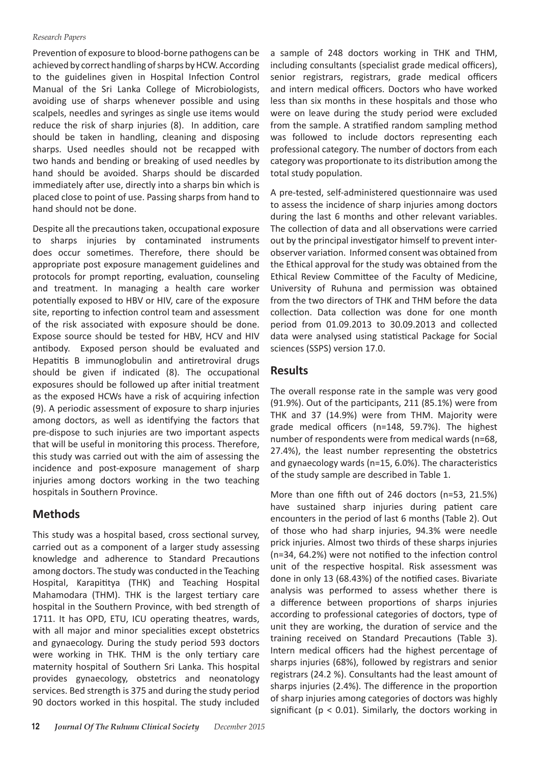Prevention of exposure to blood-borne pathogens can be achieved by correct handling of sharps by HCW. According to the guidelines given in Hospital Infection Control Manual of the Sri Lanka College of Microbiologists, avoiding use of sharps whenever possible and using scalpels, needles and syringes as single use items would reduce the risk of sharp injuries (8). In addition, care should be taken in handling, cleaning and disposing sharps. Used needles should not be recapped with two hands and bending or breaking of used needles by hand should be avoided. Sharps should be discarded immediately after use, directly into a sharps bin which is placed close to point of use. Passing sharps from hand to hand should not be done.

Despite all the precautions taken, occupational exposure to sharps injuries by contaminated instruments does occur sometimes. Therefore, there should be appropriate post exposure management guidelines and protocols for prompt reporting, evaluation, counseling and treatment. In managing a health care worker potentially exposed to HBV or HIV, care of the exposure site, reporting to infection control team and assessment of the risk associated with exposure should be done. Expose source should be tested for HBV, HCV and HIV antibody. Exposed person should be evaluated and Hepatitis B immunoglobulin and antiretroviral drugs should be given if indicated (8). The occupational exposures should be followed up after initial treatment as the exposed HCWs have a risk of acquiring infection (9). A periodic assessment of exposure to sharp injuries among doctors, as well as identifying the factors that pre-dispose to such injuries are two important aspects that will be useful in monitoring this process. Therefore, this study was carried out with the aim of assessing the incidence and post-exposure management of sharp injuries among doctors working in the two teaching hospitals in Southern Province.

## Methods

This study was a hospital based, cross sectional survey, carried out as a component of a larger study assessing knowledge and adherence to Standard Precautions among doctors. The study was conducted in the Teaching Hospital, Karapititya (THK) and Teaching Hospital Mahamodara (THM). THK is the largest tertiary care hospital in the Southern Province, with bed strength of 1711. It has OPD, ETU, ICU operating theatres, wards, with all major and minor specialities except obstetrics and gynaecology. During the study period 593 doctors were working in THK. THM is the only tertiary care maternity hospital of Southern Sri Lanka. This hospital provides gynaecology, obstetrics and neonatology services. Bed strength is 375 and during the study period 90 doctors worked in this hospital. The study included a sample of 248 doctors working in THK and THM, including consultants (specialist grade medical officers), senior registrars, registrars, grade medical officers and intern medical officers. Doctors who have worked less than six months in these hospitals and those who were on leave during the study period were excluded from the sample. A stratified random sampling method was followed to include doctors representing each professional category. The number of doctors from each category was proportionate to its distribution among the total study population.

A pre-tested, self-administered questionnaire was used to assess the incidence of sharp injuries among doctors during the last 6 months and other relevant variables. The collection of data and all observations were carried out by the principal investigator himself to prevent inter-observer variation. Informed consent was obtained from the Ethical approval for the study was obtained from the Ethical Review Committee of the Faculty of Medicine, University of Ruhuna and permission was obtained from the two directors of THK and THM before the data collection. Data collection was done for one month period from 01.09.2013 to 30.09.2013 and collected data were analysed using statistical Package for Social sciences (SSPS) version 17.0.

## Results

The overall response rate in the sample was very good (91.9%). Out of the participants, 211 (85.1%) were from THK and 37 (14.9%) were from THM. Majority were grade medical officers (n=148, 59.7%). The highest number of respondents were from medical wards (n=68, 27.4%), the least number representing the obstetrics and gynaecology wards (n=15, 6.0%). The characteristics of the study sample are described in Table 1.

More than one fifth out of 246 doctors (n=53, 21.5%) have sustained sharp injuries during patient care encounters in the period of last 6 months (Table 2). Out of those who had sharp injuries, 94.3% were needle prick injuries. Almost two thirds of these sharps injuries (n=34, 64.2%) were not notified to the infection control unit of the respective hospital. Risk assessment was done in only 13 (68.43%) of the notified cases. Bivariate analysis was performed to assess whether there is a difference between proportions of sharps injuries according to professional categories of doctors, type of unit they are working, the duration of service and the training received on Standard Precautions (Table 3). Intern medical officers had the highest percentage of sharps injuries (68%), followed by registrars and senior registrars (24.2 %). Consultants had the least amount of sharps injuries (2.4%). The difference in the proportion of sharp injuries among categories of doctors was highly significant ($p < 0.01$). Similarly, the doctors working in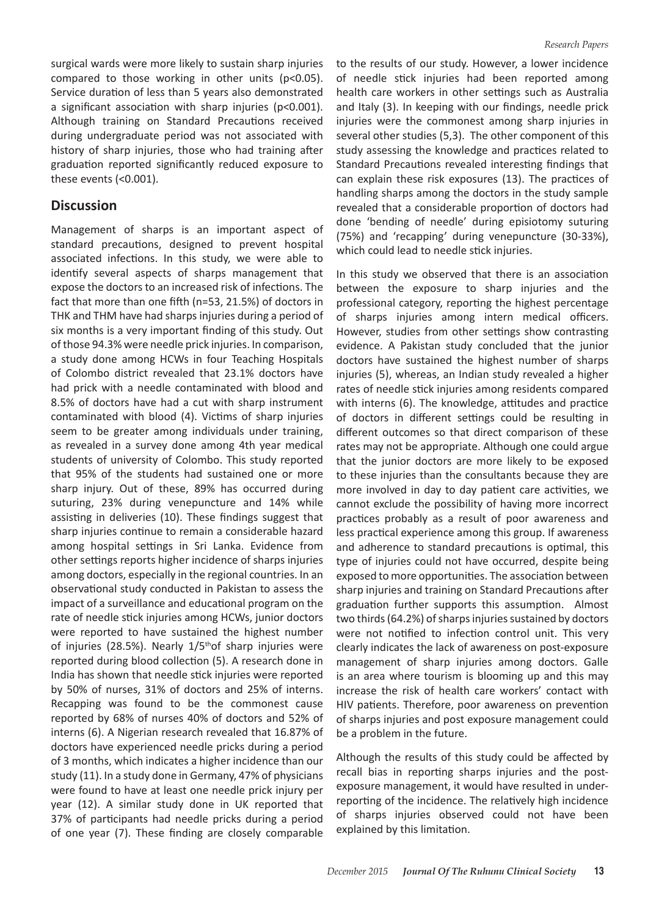surgical wards were more likely to sustain sharp injuries compared to those working in other units ($p<0.05$). Service duration of less than 5 years also demonstrated a significant association with sharp injuries ($p<0.001$). Although training on Standard Precautions received during undergraduate period was not associated with history of sharp injuries, those who had training after graduation reported significantly reduced exposure to these events (<0.001).

## Discussion

Management of sharps is an important aspect of standard precautions, designed to prevent hospital associated infections. In this study, we were able to identify several aspects of sharps management that expose the doctors to an increased risk of infections. The fact that more than one fifth (n=53, 21.5%) of doctors in THK and THM have had sharps injuries during a period of six months is a very important finding of this study. Out of those 94.3% were needle prick injuries. In comparison, a study done among HCWs in four Teaching Hospitals of Colombo district revealed that 23.1% doctors have had prick with a needle contaminated with blood and 8.5% of doctors have had a cut with sharp instrument contaminated with blood (4). Victims of sharp injuries seem to be greater among individuals under training, as revealed in a survey done among 4th year medical students of university of Colombo. This study reported that 95% of the students had sustained one or more sharp injury. Out of these, 89% has occurred during suturing, 23% during venepuncture and 14% while assisting in deliveries (10). These findings suggest that sharp injuries continue to remain a considerable hazard among hospital settings in Sri Lanka. Evidence from other settings reports higher incidence of sharps injuries among doctors, especially in the regional countries. In an observational study conducted in Pakistan to assess the impact of a surveillance and educational program on the rate of needle stick injuries among HCWs, junior doctors were reported to have sustained the highest number of injuries (28.5%). Nearly 1/5th of sharp injuries were reported during blood collection (5). A research done in India has shown that needle stick injuries were reported by 50% of nurses, 31% of doctors and 25% of interns. Recapping was found to be the commonest cause reported by 68% of nurses 40% of doctors and 52% of interns (6). A Nigerian research revealed that 16.87% of doctors have experienced needle pricks during a period of 3 months, which indicates a higher incidence than our study (11). In a study done in Germany, 47% of physicians were found to have at least one needle prick injury per year (12). A similar study done in UK reported that 37% of participants had needle pricks during a period of one year (7). These finding are closely comparable to the results of our study. However, a lower incidence of needle stick injuries had been reported among health care workers in other settings such as Australia and Italy (3). In keeping with our findings, needle prick injuries were the commonest among sharp injuries in several other studies (5,3). The other component of this study assessing the knowledge and practices related to Standard Precautions revealed interesting findings that can explain these risk exposures (13). The practices of handling sharps among the doctors in the study sample revealed that a considerable proportion of doctors had done 'bending of needle' during episiotomy suturing (75%) and 'recapping' during venepuncture (30-33%), which could lead to needle stick injuries.

In this study we observed that there is an association between the exposure to sharp injuries and the professional category, reporting the highest percentage of sharps injuries among intern medical officers. However, studies from other settings show contrasting evidence. A Pakistan study concluded that the junior doctors have sustained the highest number of sharps injuries (5), whereas, an Indian study revealed a higher rates of needle stick injuries among residents compared with interns (6). The knowledge, attitudes and practice of doctors in different settings could be resulting in different outcomes so that direct comparison of these rates may not be appropriate. Although one could argue that the junior doctors are more likely to be exposed to these injuries than the consultants because they are more involved in day to day patient care activities, we cannot exclude the possibility of having more incorrect practices probably as a result of poor awareness and less practical experience among this group. If awareness and adherence to standard precautions is optimal, this type of injuries could not have occurred, despite being exposed to more opportunities. The association between sharp injuries and training on Standard Precautions after graduation further supports this assumption. Almost two thirds (64.2%) of sharps injuries sustained by doctors were not notified to infection control unit. This very clearly indicates the lack of awareness on post-exposure management of sharp injuries among doctors. Galle is an area where tourism is blooming up and this may increase the risk of health care workers' contact with HIV patients. Therefore, poor awareness on prevention of sharps injuries and post exposure management could be a problem in the future.

Although the results of this study could be affected by recall bias in reporting sharps injuries and the post-exposure management, it would have resulted in under-reporting of the incidence. The relatively high incidence of sharps injuries observed could not have been explained by this limitation.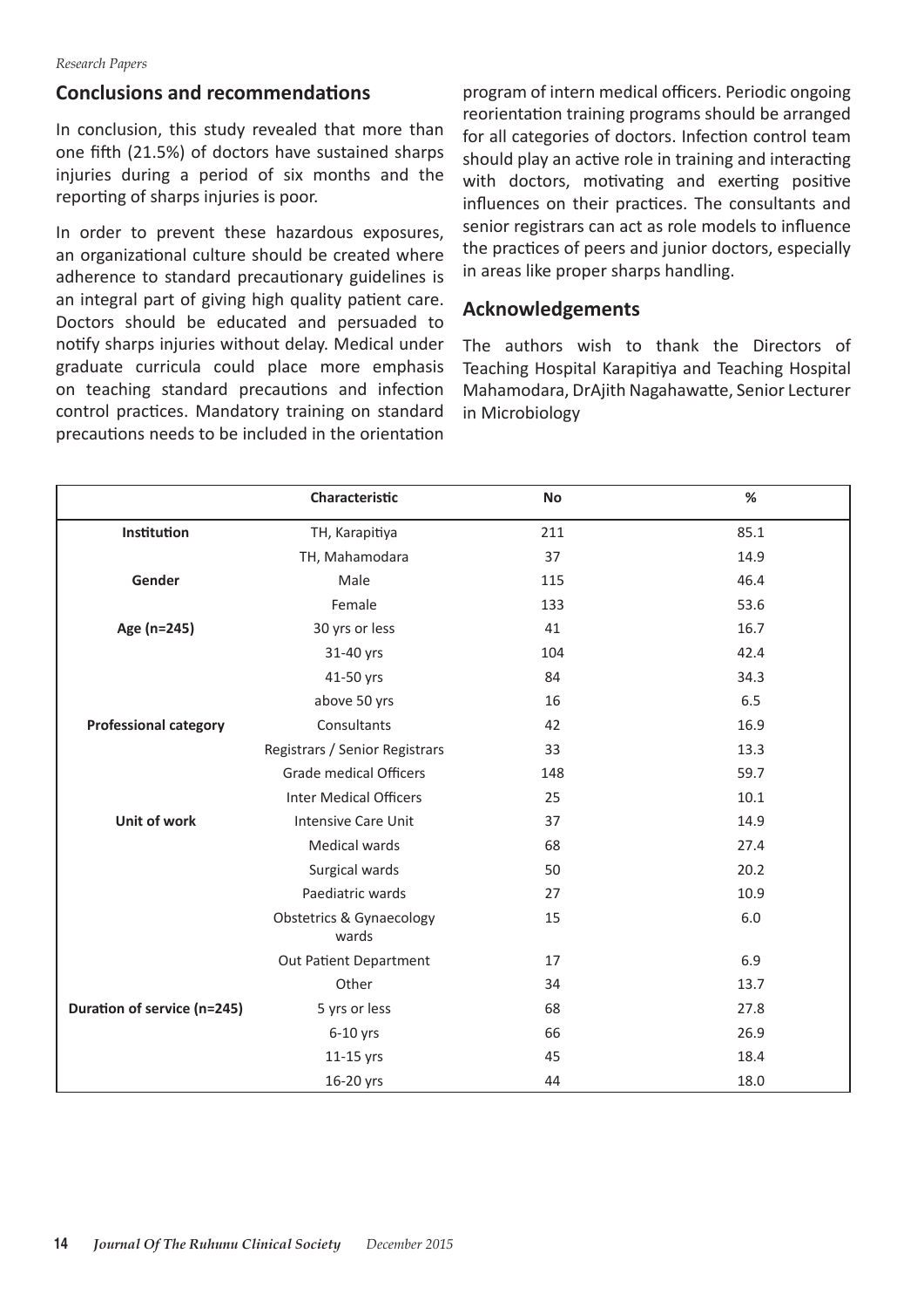## Conclusions and recommendations

In conclusion, this study revealed that more than one fifth (21.5%) of doctors have sustained sharps injuries during a period of six months and the reporting of sharps injuries is poor.

In order to prevent these hazardous exposures, an organizational culture should be created where adherence to standard precautionary guidelines is an integral part of giving high quality patient care. Doctors should be educated and persuaded to notify sharps injuries without delay. Medical under graduate curricula could place more emphasis on teaching standard precautions and infection control practices. Mandatory training on standard precautions needs to be included in the orientation program of intern medical officers. Periodic ongoing reorientation training programs should be arranged for all categories of doctors. Infection control team should play an active role in training and interacting with doctors, motivating and exerting positive influences on their practices. The consultants and senior registrars can act as role models to influence the practices of peers and junior doctors, especially in areas like proper sharps handling.

## Acknowledgements

The authors wish to thank the Directors of Teaching Hospital Karapitiya and Teaching Hospital Mahamodara, DrAjith Nagahawatte, Senior Lecturer in Microbiology

| | Characteristic | No | % |
|---|---|---|---|
| **Institution** | TH, Karapitiya | 211 | 85.1 |
| | TH, Mahamodara | 37 | 14.9 |
| **Gender** | Male | 115 | 46.4 |
| | Female | 133 | 53.6 |
| **Age (n=245)** | 30 yrs or less | 41 | 16.7 |
| | 31-40 yrs | 104 | 42.4 |
| | 41-50 yrs | 84 | 34.3 |
| | above 50 yrs | 16 | 6.5 |
| **Professional category** | Consultants | 42 | 16.9 |
| | Registrars / Senior Registrars | 33 | 13.3 |
| | Grade medical Officers | 148 | 59.7 |
| | Inter Medical Officers | 25 | 10.1 |
| **Unit of work** | Intensive Care Unit | 37 | 14.9 |
| | Medical wards | 68 | 27.4 |
| | Surgical wards | 50 | 20.2 |
| | Paediatric wards | 27 | 10.9 |
| | Obstetrics & Gynaecology wards | 15 | 6.0 |
| | Out Patient Department | 17 | 6.9 |
| | Other | 34 | 13.7 |
| **Duration of service (n=245)** | 5 yrs or less | 68 | 27.8 |
| | 6-10 yrs | 66 | 26.9 |
| | 11-15 yrs | 45 | 18.4 |
| | 16-20 yrs | 44 | 18.0 |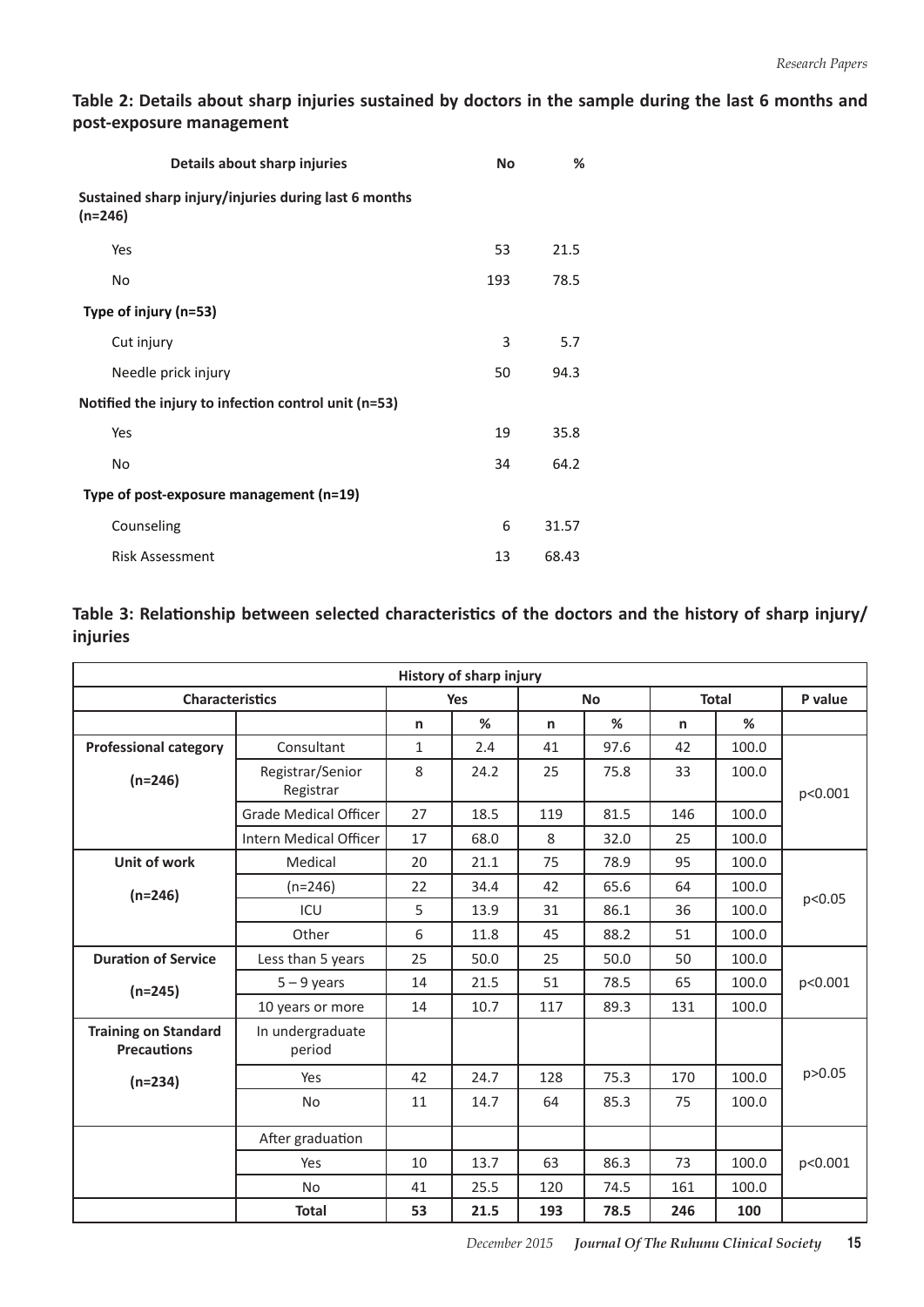**Table 2: Details about sharp injuries sustained by doctors in the sample during the last 6 months and post-exposure management**

| Details about sharp injuries | No | % |
|---|---|---|
| **Sustained sharp injury/injuries during last 6 months (n=246)** | | |
| Yes | 53 | 21.5 |
| No | 193 | 78.5 |
| **Type of injury (n=53)** | | |
| Cut injury | 3 | 5.7 |
| Needle prick injury | 50 | 94.3 |
| **Notified the injury to infection control unit (n=53)** | | |
| Yes | 19 | 35.8 |
| No | 34 | 64.2 |
| **Type of post-exposure management (n=19)** | | |
| Counseling | 6 | 31.57 |
| Risk Assessment | 13 | 68.43 |

**Table 3: Relationship between selected characteristics of the doctors and the history of sharp injury/ injuries**

| History of sharp injury | | | | | | | | |
|---|---|---|---|---|---|---|---|---|
| **Characteristics** | | **Yes** | | **No** | | **Total** | | **P value** |
| | | **n** | **%** | **n** | **%** | **n** | **%** | |
| **Professional category (n=246)** | Consultant | 1 | 2.4 | 41 | 97.6 | 42 | 100.0 | p<0.001 |
| | Registrar/Senior Registrar | 8 | 24.2 | 25 | 75.8 | 33 | 100.0 | |
| | Grade Medical Officer | 27 | 18.5 | 119 | 81.5 | 146 | 100.0 | |
| | Intern Medical Officer | 17 | 68.0 | 8 | 32.0 | 25 | 100.0 | |
| **Unit of work (n=246)** | Medical | 20 | 21.1 | 75 | 78.9 | 95 | 100.0 | p<0.05 |
| | (n=246) | 22 | 34.4 | 42 | 65.6 | 64 | 100.0 | |
| | ICU | 5 | 13.9 | 31 | 86.1 | 36 | 100.0 | |
| | Other | 6 | 11.8 | 45 | 88.2 | 51 | 100.0 | |
| **Duration of Service (n=245)** | Less than 5 years | 25 | 50.0 | 25 | 50.0 | 50 | 100.0 | p<0.001 |
| | 5 – 9 years | 14 | 21.5 | 51 | 78.5 | 65 | 100.0 | |
| | 10 years or more | 14 | 10.7 | 117 | 89.3 | 131 | 100.0 | |
| **Training on Standard Precautions (n=234)** | In undergraduate period | | | | | | | p>0.05 |
| | Yes | 42 | 24.7 | 128 | 75.3 | 170 | 100.0 | |
| | No | 11 | 14.7 | 64 | 85.3 | 75 | 100.0 | |
| | After graduation | | | | | | | p<0.001 |
| | Yes | 10 | 13.7 | 63 | 86.3 | 73 | 100.0 | |
| | No | 41 | 25.5 | 120 | 74.5 | 161 | 100.0 | |
| | **Total** | **53** | **21.5** | **193** | **78.5** | **246** | **100** | |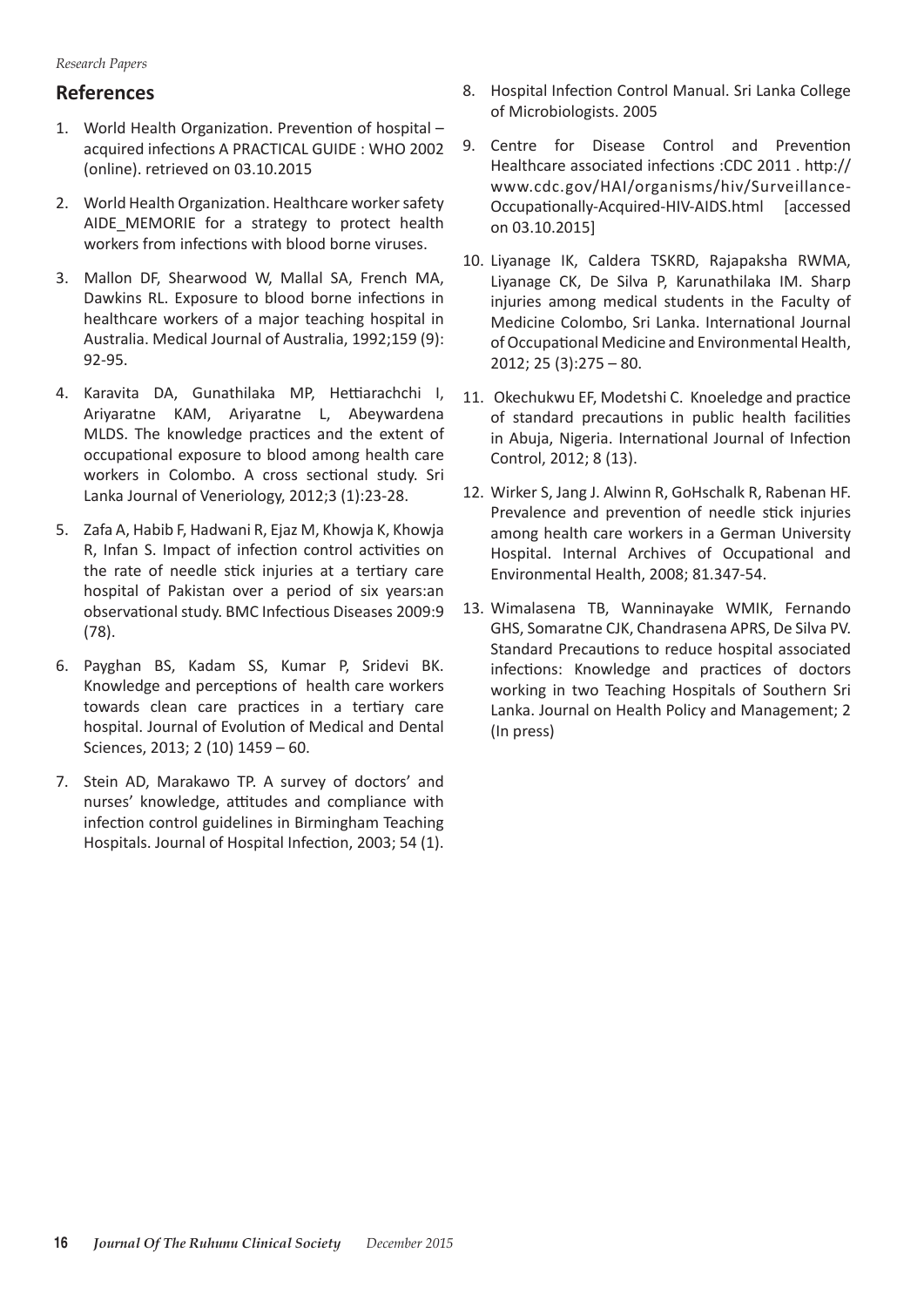## References

1. World Health Organization. Prevention of hospital – acquired infections A PRACTICAL GUIDE : WHO 2002 (online). retrieved on 03.10.2015

2. World Health Organization. Healthcare worker safety AIDE_MEMORIE for a strategy to protect health workers from infections with blood borne viruses.

3. Mallon DF, Shearwood W, Mallal SA, French MA, Dawkins RL. Exposure to blood borne infections in healthcare workers of a major teaching hospital in Australia. Medical Journal of Australia, 1992;159 (9): 92-95.

4. Karavita DA, Gunathilaka MP, Hettiarachchi I, Ariyaratne KAM, Ariyaratne L, Abeywardena MLDS. The knowledge practices and the extent of occupational exposure to blood among health care workers in Colombo. A cross sectional study. Sri Lanka Journal of Veneriology, 2012;3 (1):23-28.

5. Zafa A, Habib F, Hadwani R, Ejaz M, Khowja K, Khowja R, Infan S. Impact of infection control activities on the rate of needle stick injuries at a tertiary care hospital of Pakistan over a period of six years:an observational study. BMC Infectious Diseases 2009:9 (78).

6. Payghan BS, Kadam SS, Kumar P, Sridevi BK. Knowledge and perceptions of health care workers towards clean care practices in a tertiary care hospital. Journal of Evolution of Medical and Dental Sciences, 2013; 2 (10) 1459 – 60.

7. Stein AD, Marakawo TP. A survey of doctors' and nurses' knowledge, attitudes and compliance with infection control guidelines in Birmingham Teaching Hospitals. Journal of Hospital Infection, 2003; 54 (1).

8. Hospital Infection Control Manual. Sri Lanka College of Microbiologists. 2005

9. Centre for Disease Control and Prevention Healthcare associated infections :CDC 2011 . http://www.cdc.gov/HAI/organisms/hiv/Surveillance-Occupationally-Acquired-HIV-AIDS.html [accessed on 03.10.2015]

10. Liyanage IK, Caldera TSKRD, Rajapaksha RWMA, Liyanage CK, De Silva P, Karunathilaka IM. Sharp injuries among medical students in the Faculty of Medicine Colombo, Sri Lanka. International Journal of Occupational Medicine and Environmental Health, 2012; 25 (3):275 – 80.

11. Okechukwu EF, Modetshi C. Knoeledge and practice of standard precautions in public health facilities in Abuja, Nigeria. International Journal of Infection Control, 2012; 8 (13).

12. Wirker S, Jang J. Alwinn R, GoHschalk R, Rabenan HF. Prevalence and prevention of needle stick injuries among health care workers in a German University Hospital. Internal Archives of Occupational and Environmental Health, 2008; 81.347-54.

13. Wimalasena TB, Wanninayake WMIK, Fernando GHS, Somaratne CJK, Chandrasena APRS, De Silva PV. Standard Precautions to reduce hospital associated infections: Knowledge and practices of doctors working in two Teaching Hospitals of Southern Sri Lanka. Journal on Health Policy and Management; 2 (In press)